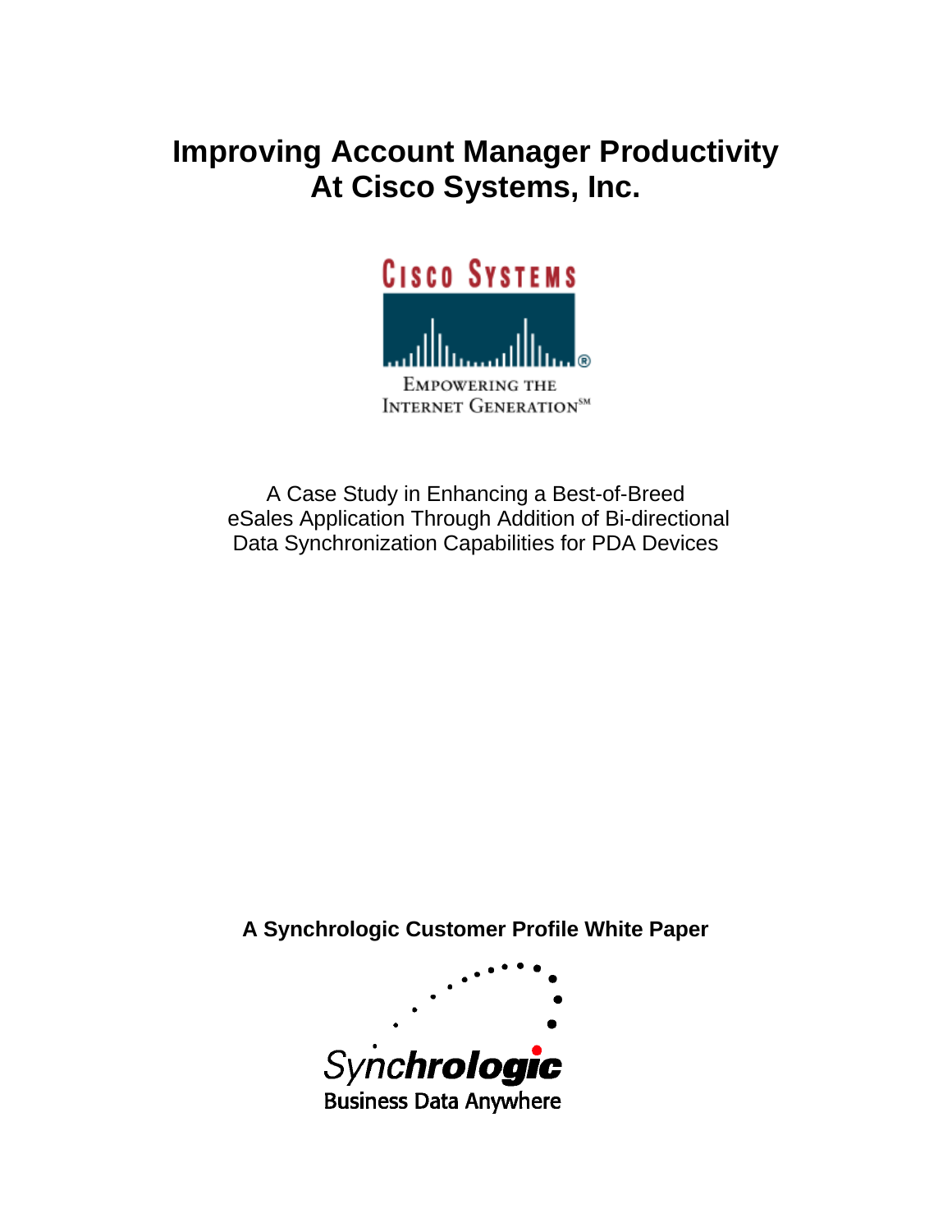# Improving Account Manager Productivity At Cisco Systems, Inc.

CISCO SYSTEMS

EMPOWERING THE INTERNET GENERATION℠

A Case Study in Enhancing a Best-of-Breed eSales Application Through Addition of Bi-directional Data Synchronization Capabilities for PDA Devices

**A Synchrologic Customer Profile White Paper**

Synchrologic

Business Data Anywhere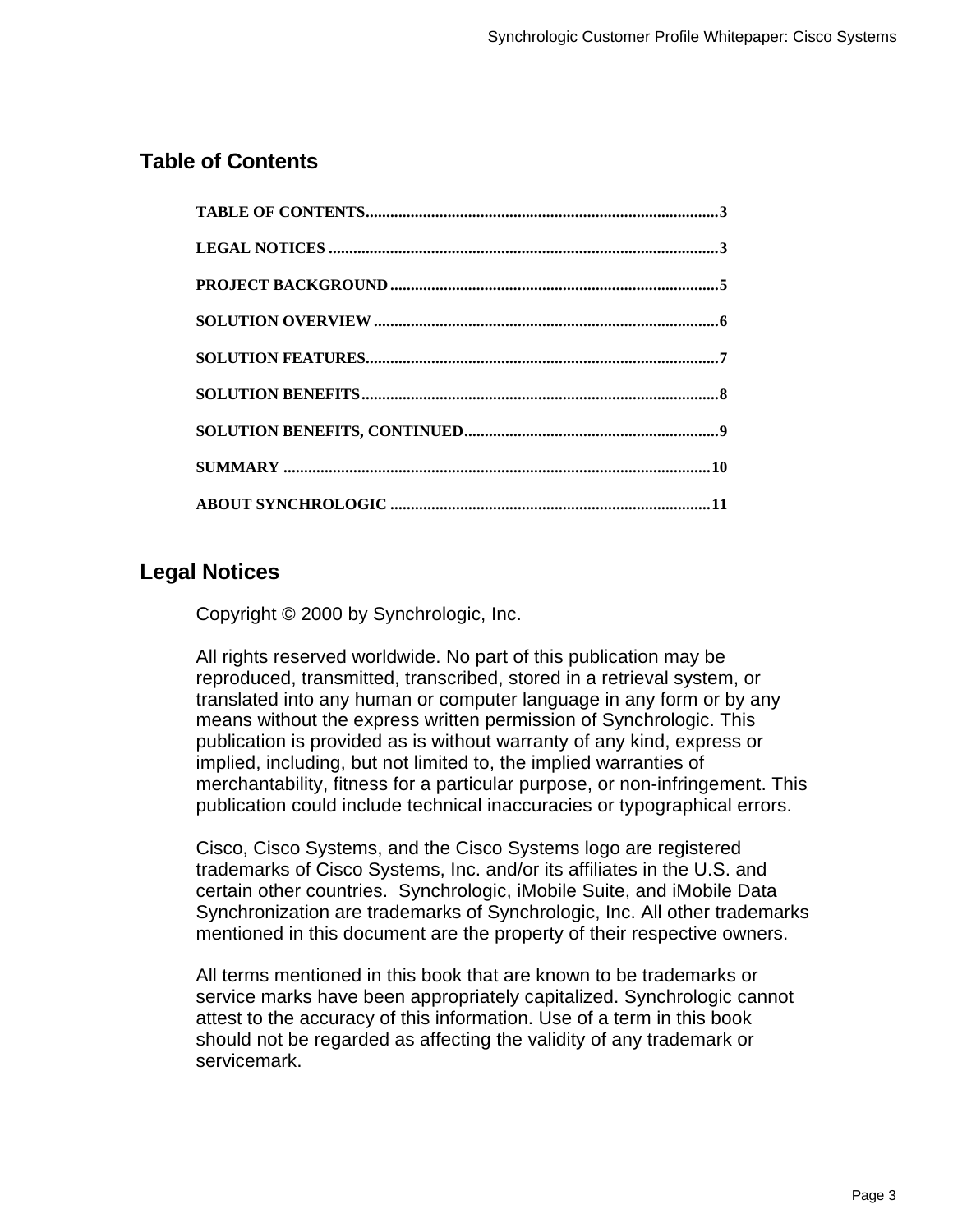## Table of Contents

TABLE OF CONTENTS.....................................................................................3

LEGAL NOTICES ..............................................................................................3

PROJECT BACKGROUND...............................................................................5

SOLUTION OVERVIEW ...................................................................................6

SOLUTION FEATURES.....................................................................................7

SOLUTION BENEFITS......................................................................................8

SOLUTION BENEFITS, CONTINUED.............................................................9

SUMMARY .......................................................................................................10

ABOUT SYNCHROLOGIC .............................................................................11

## Legal Notices

Copyright © 2000 by Synchrologic, Inc.

All rights reserved worldwide. No part of this publication may be reproduced, transmitted, transcribed, stored in a retrieval system, or translated into any human or computer language in any form or by any means without the express written permission of Synchrologic. This publication is provided as is without warranty of any kind, express or implied, including, but not limited to, the implied warranties of merchantability, fitness for a particular purpose, or non-infringement. This publication could include technical inaccuracies or typographical errors.

Cisco, Cisco Systems, and the Cisco Systems logo are registered trademarks of Cisco Systems, Inc. and/or its affiliates in the U.S. and certain other countries. Synchrologic, iMobile Suite, and iMobile Data Synchronization are trademarks of Synchrologic, Inc. All other trademarks mentioned in this document are the property of their respective owners.

All terms mentioned in this book that are known to be trademarks or service marks have been appropriately capitalized. Synchrologic cannot attest to the accuracy of this information. Use of a term in this book should not be regarded as affecting the validity of any trademark or servicemark.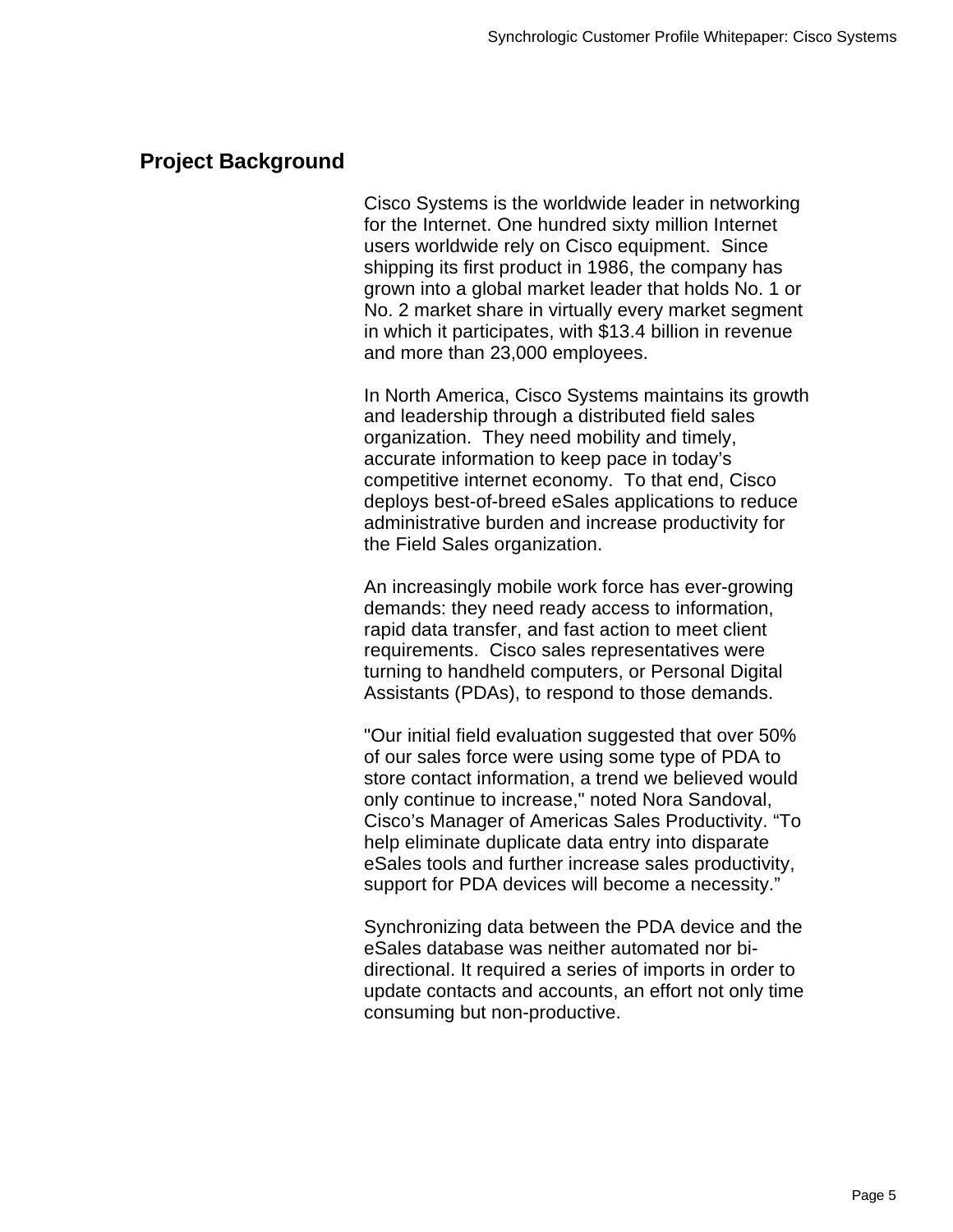## Project Background

Cisco Systems is the worldwide leader in networking for the Internet. One hundred sixty million Internet users worldwide rely on Cisco equipment. Since shipping its first product in 1986, the company has grown into a global market leader that holds No. 1 or No. 2 market share in virtually every market segment in which it participates, with $13.4 billion in revenue and more than 23,000 employees.

In North America, Cisco Systems maintains its growth and leadership through a distributed field sales organization. They need mobility and timely, accurate information to keep pace in today's competitive internet economy. To that end, Cisco deploys best-of-breed eSales applications to reduce administrative burden and increase productivity for the Field Sales organization.

An increasingly mobile work force has ever-growing demands: they need ready access to information, rapid data transfer, and fast action to meet client requirements. Cisco sales representatives were turning to handheld computers, or Personal Digital Assistants (PDAs), to respond to those demands.

"Our initial field evaluation suggested that over 50% of our sales force were using some type of PDA to store contact information, a trend we believed would only continue to increase," noted Nora Sandoval, Cisco's Manager of Americas Sales Productivity. "To help eliminate duplicate data entry into disparate eSales tools and further increase sales productivity, support for PDA devices will become a necessity."

Synchronizing data between the PDA device and the eSales database was neither automated nor bi-directional. It required a series of imports in order to update contacts and accounts, an effort not only time consuming but non-productive.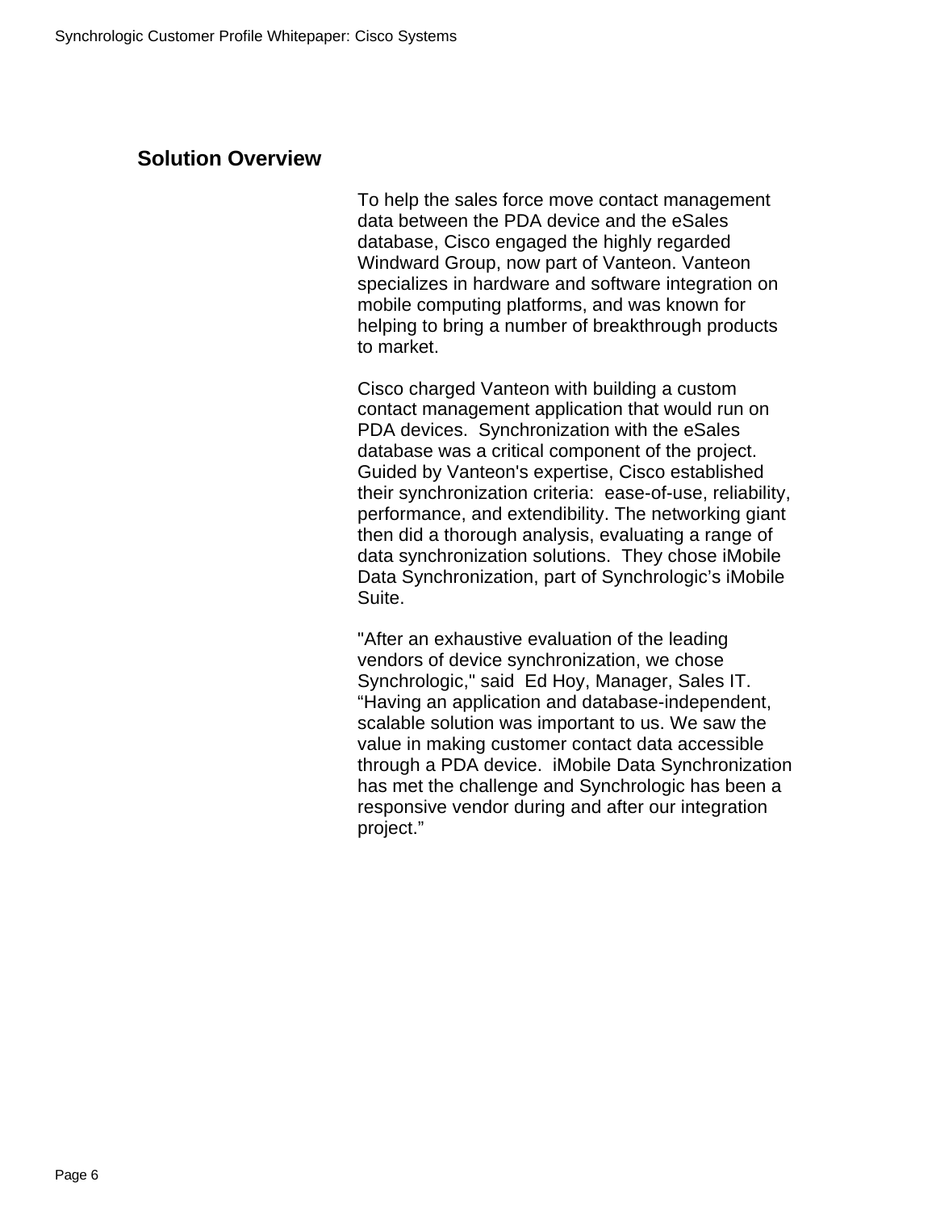## Solution Overview

To help the sales force move contact management data between the PDA device and the eSales database, Cisco engaged the highly regarded Windward Group, now part of Vanteon. Vanteon specializes in hardware and software integration on mobile computing platforms, and was known for helping to bring a number of breakthrough products to market.

Cisco charged Vanteon with building a custom contact management application that would run on PDA devices. Synchronization with the eSales database was a critical component of the project. Guided by Vanteon's expertise, Cisco established their synchronization criteria: ease-of-use, reliability, performance, and extendibility. The networking giant then did a thorough analysis, evaluating a range of data synchronization solutions. They chose iMobile Data Synchronization, part of Synchrologic’s iMobile Suite.

"After an exhaustive evaluation of the leading vendors of device synchronization, we chose Synchrologic," said Ed Hoy, Manager, Sales IT. “Having an application and database-independent, scalable solution was important to us. We saw the value in making customer contact data accessible through a PDA device. iMobile Data Synchronization has met the challenge and Synchrologic has been a responsive vendor during and after our integration project.”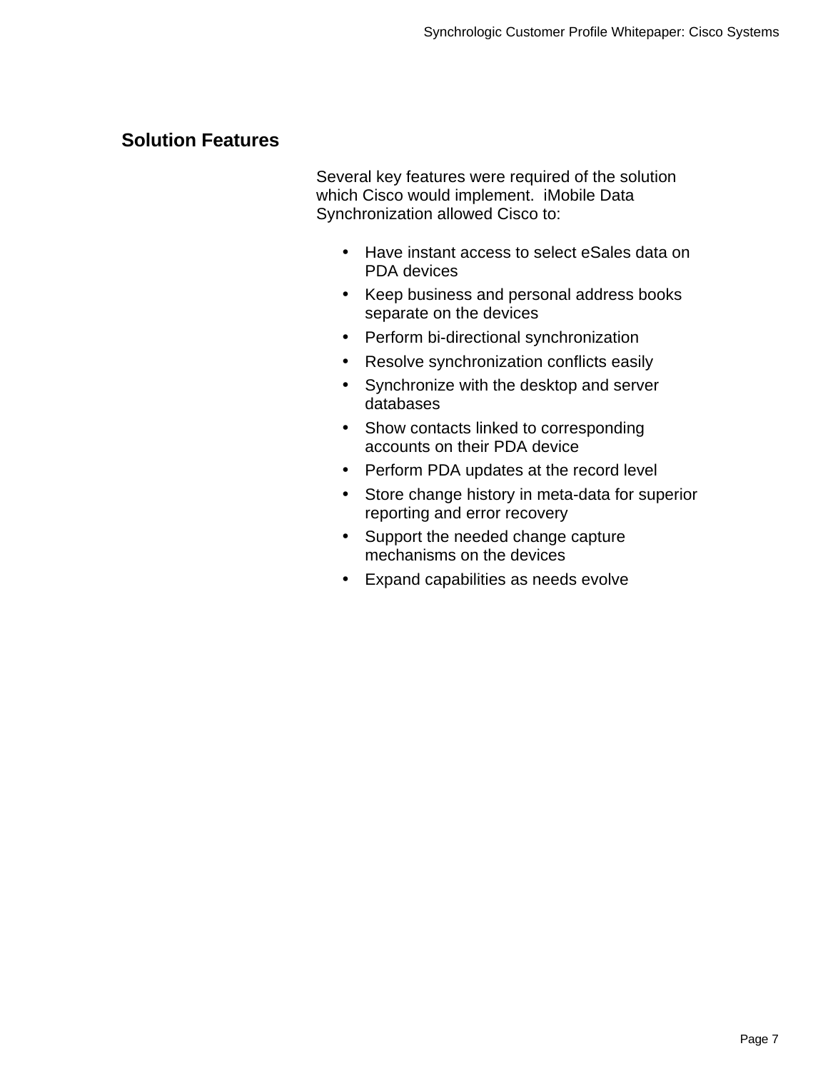## Solution Features

Several key features were required of the solution which Cisco would implement. iMobile Data Synchronization allowed Cisco to:

- Have instant access to select eSales data on PDA devices
- Keep business and personal address books separate on the devices
- Perform bi-directional synchronization
- Resolve synchronization conflicts easily
- Synchronize with the desktop and server databases
- Show contacts linked to corresponding accounts on their PDA device
- Perform PDA updates at the record level
- Store change history in meta-data for superior reporting and error recovery
- Support the needed change capture mechanisms on the devices
- Expand capabilities as needs evolve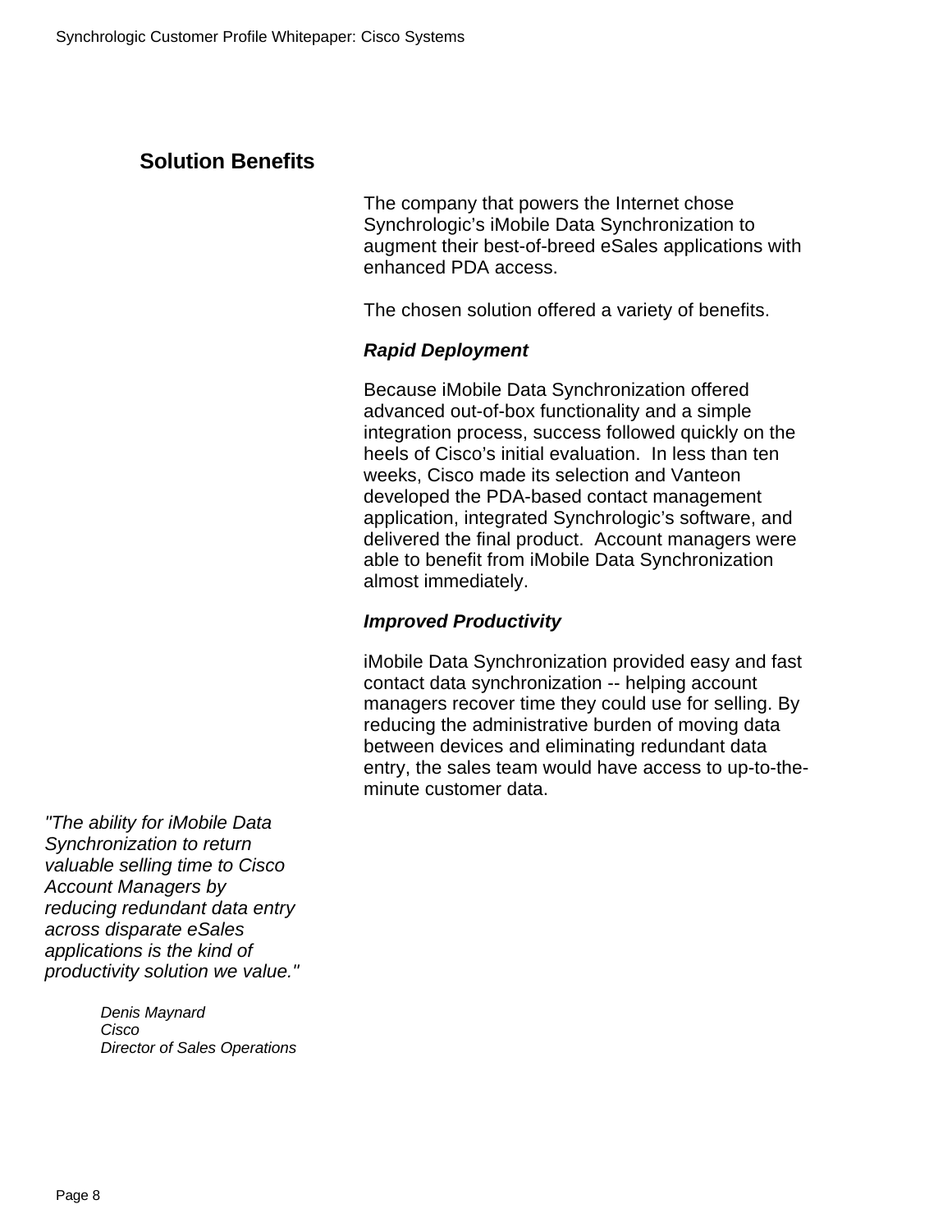## Solution Benefits

The company that powers the Internet chose Synchrologic's iMobile Data Synchronization to augment their best-of-breed eSales applications with enhanced PDA access.

The chosen solution offered a variety of benefits.

***Rapid Deployment***

Because iMobile Data Synchronization offered advanced out-of-box functionality and a simple integration process, success followed quickly on the heels of Cisco's initial evaluation. In less than ten weeks, Cisco made its selection and Vanteon developed the PDA-based contact management application, integrated Synchrologic's software, and delivered the final product. Account managers were able to benefit from iMobile Data Synchronization almost immediately.

***Improved Productivity***

iMobile Data Synchronization provided easy and fast contact data synchronization -- helping account managers recover time they could use for selling. By reducing the administrative burden of moving data between devices and eliminating redundant data entry, the sales team would have access to up-to-the-minute customer data.

*"The ability for iMobile Data Synchronization to return valuable selling time to Cisco Account Managers by reducing redundant data entry across disparate eSales applications is the kind of productivity solution we value."*

*Denis Maynard*
*Cisco*
*Director of Sales Operations*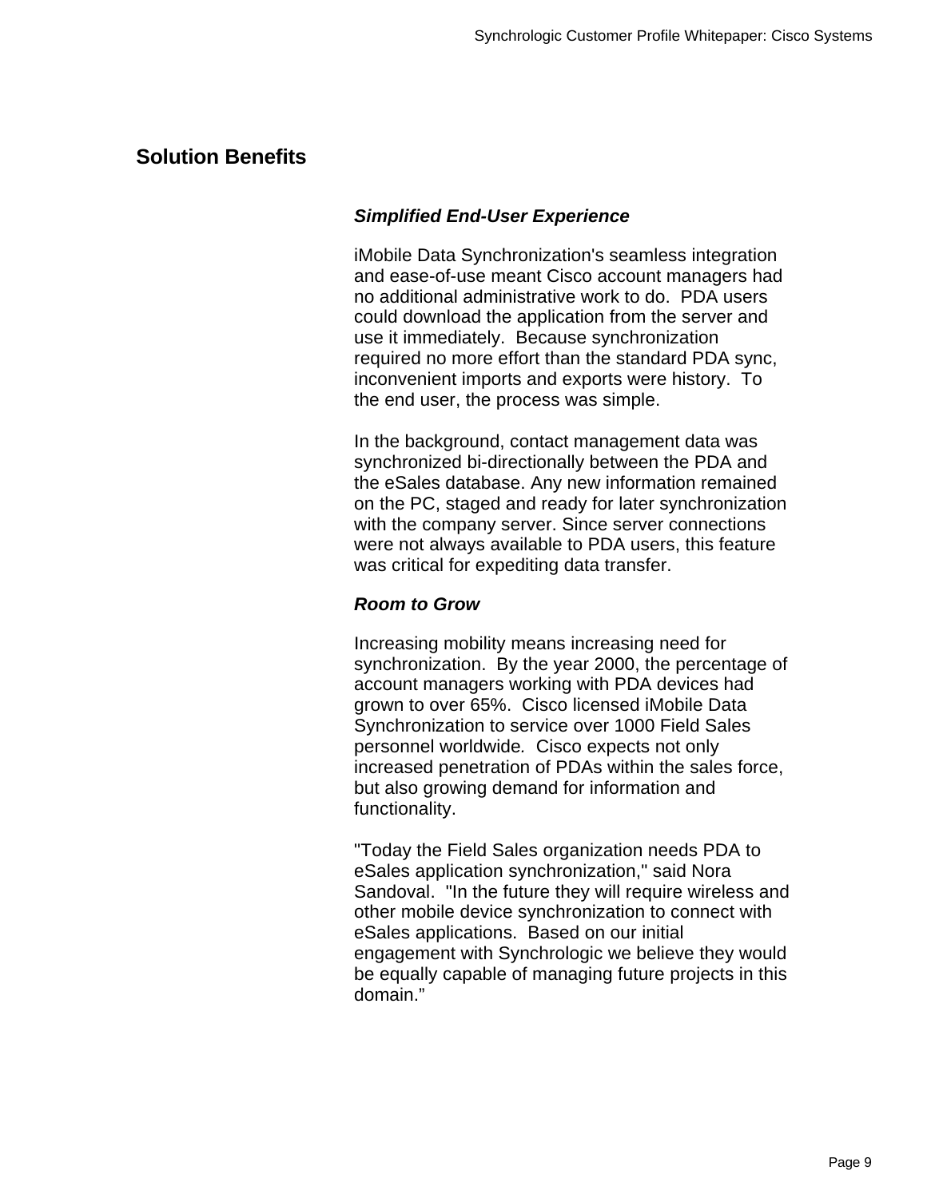## Solution Benefits

### *Simplified End-User Experience*

iMobile Data Synchronization's seamless integration and ease-of-use meant Cisco account managers had no additional administrative work to do.  PDA users could download the application from the server and use it immediately.  Because synchronization required no more effort than the standard PDA sync, inconvenient imports and exports were history.  To the end user, the process was simple.

In the background, contact management data was synchronized bi-directionally between the PDA and the eSales database. Any new information remained on the PC, staged and ready for later synchronization with the company server. Since server connections were not always available to PDA users, this feature was critical for expediting data transfer.

### *Room to Grow*

Increasing mobility means increasing need for synchronization.  By the year 2000, the percentage of account managers working with PDA devices had grown to over 65%.  Cisco licensed iMobile Data Synchronization to service over 1000 Field Sales personnel worldwide.  Cisco expects not only increased penetration of PDAs within the sales force, but also growing demand for information and functionality.

"Today the Field Sales organization needs PDA to eSales application synchronization," said Nora Sandoval.  "In the future they will require wireless and other mobile device synchronization to connect with eSales applications.  Based on our initial engagement with Synchrologic we believe they would be equally capable of managing future projects in this domain."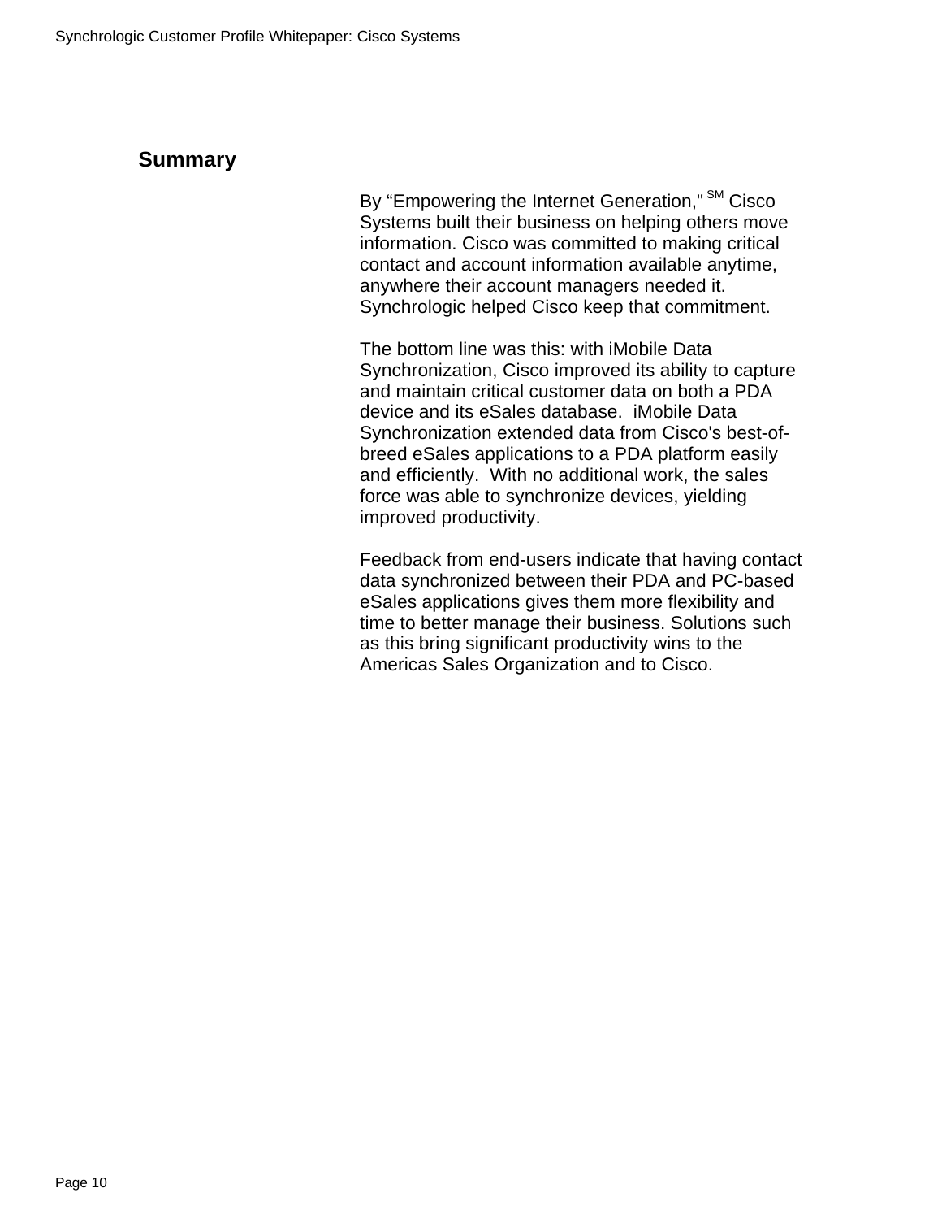## Summary

By “Empowering the Internet Generation," SM Cisco Systems built their business on helping others move information. Cisco was committed to making critical contact and account information available anytime, anywhere their account managers needed it. Synchrologic helped Cisco keep that commitment.

The bottom line was this: with iMobile Data Synchronization, Cisco improved its ability to capture and maintain critical customer data on both a PDA device and its eSales database. iMobile Data Synchronization extended data from Cisco's best-of-breed eSales applications to a PDA platform easily and efficiently. With no additional work, the sales force was able to synchronize devices, yielding improved productivity.

Feedback from end-users indicate that having contact data synchronized between their PDA and PC-based eSales applications gives them more flexibility and time to better manage their business. Solutions such as this bring significant productivity wins to the Americas Sales Organization and to Cisco.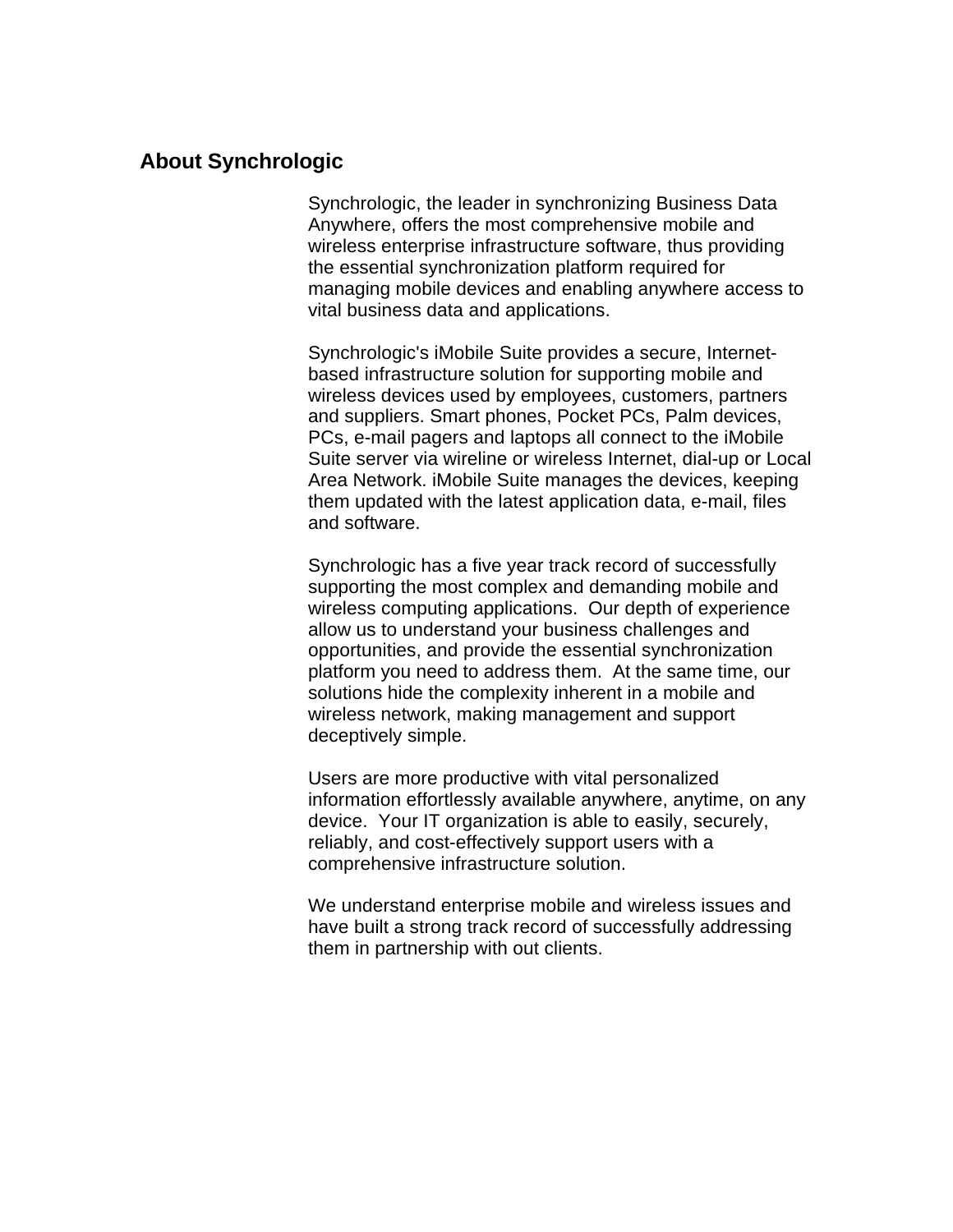## About Synchrologic

Synchrologic, the leader in synchronizing Business Data Anywhere, offers the most comprehensive mobile and wireless enterprise infrastructure software, thus providing the essential synchronization platform required for managing mobile devices and enabling anywhere access to vital business data and applications.

Synchrologic's iMobile Suite provides a secure, Internet-based infrastructure solution for supporting mobile and wireless devices used by employees, customers, partners and suppliers. Smart phones, Pocket PCs, Palm devices, PCs, e-mail pagers and laptops all connect to the iMobile Suite server via wireline or wireless Internet, dial-up or Local Area Network. iMobile Suite manages the devices, keeping them updated with the latest application data, e-mail, files and software.

Synchrologic has a five year track record of successfully supporting the most complex and demanding mobile and wireless computing applications. Our depth of experience allow us to understand your business challenges and opportunities, and provide the essential synchronization platform you need to address them. At the same time, our solutions hide the complexity inherent in a mobile and wireless network, making management and support deceptively simple.

Users are more productive with vital personalized information effortlessly available anywhere, anytime, on any device. Your IT organization is able to easily, securely, reliably, and cost-effectively support users with a comprehensive infrastructure solution.

We understand enterprise mobile and wireless issues and have built a strong track record of successfully addressing them in partnership with out clients.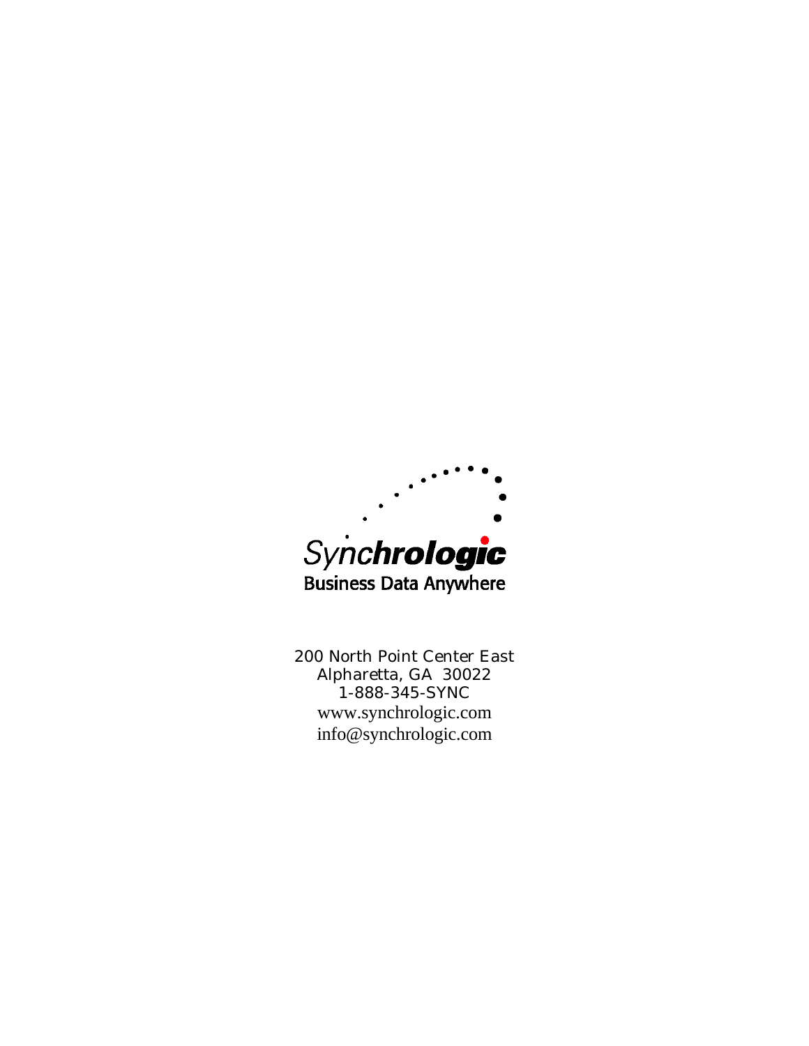Synchrologic

Business Data Anywhere

200 North Point Center East
Alpharetta, GA 30022
1-888-345-SYNC
www.synchrologic.com
info@synchrologic.com